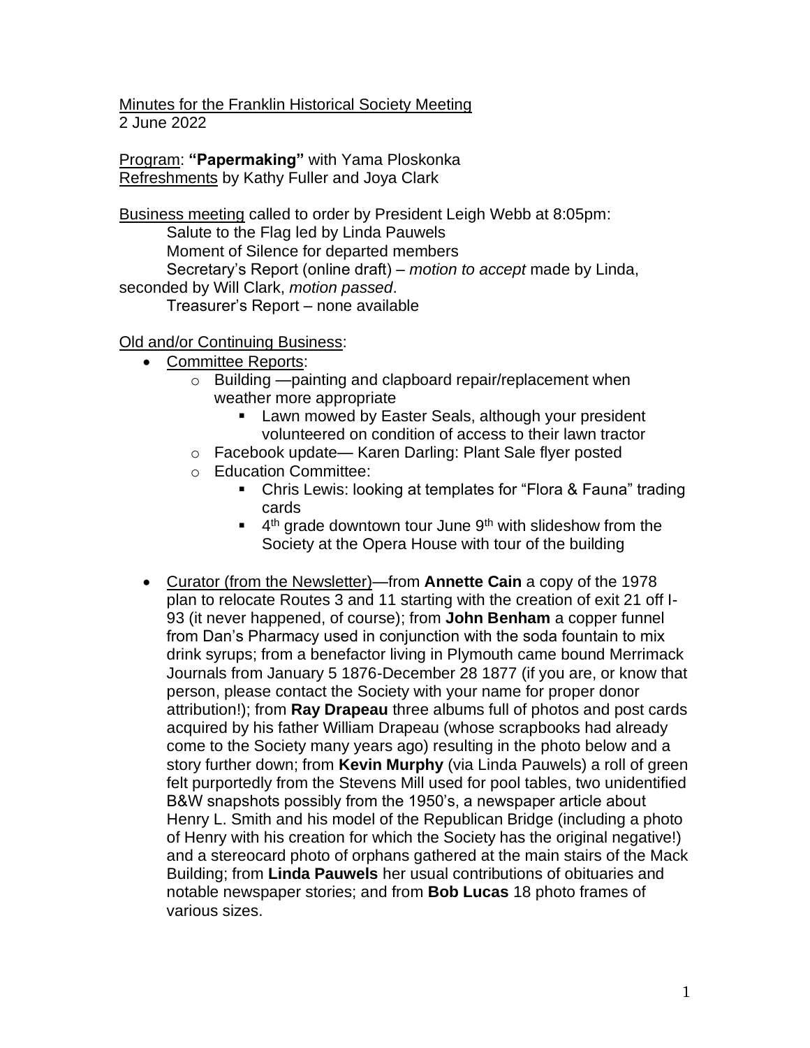Minutes for the Franklin Historical Society Meeting
2 June 2022

Program: **"Papermaking"** with Yama Ploskonka
Refreshments by Kathy Fuller and Joya Clark

Business meeting called to order by President Leigh Webb at 8:05pm:
Salute to the Flag led by Linda Pauwels
Moment of Silence for departed members
Secretary's Report (online draft) – *motion to accept* made by Linda, seconded by Will Clark, *motion passed*.
Treasurer's Report – none available

Old and/or Continuing Business:

- Committee Reports:
  - Building —painting and clapboard repair/replacement when weather more appropriate
    - Lawn mowed by Easter Seals, although your president volunteered on condition of access to their lawn tractor
  - Facebook update— Karen Darling: Plant Sale flyer posted
  - Education Committee:
    - Chris Lewis: looking at templates for "Flora & Fauna" trading cards
    - 4th grade downtown tour June 9th with slideshow from the Society at the Opera House with tour of the building
- Curator (from the Newsletter)—from **Annette Cain** a copy of the 1978 plan to relocate Routes 3 and 11 starting with the creation of exit 21 off I-93 (it never happened, of course); from **John Benham** a copper funnel from Dan's Pharmacy used in conjunction with the soda fountain to mix drink syrups; from a benefactor living in Plymouth came bound Merrimack Journals from January 5 1876-December 28 1877 (if you are, or know that person, please contact the Society with your name for proper donor attribution!); from **Ray Drapeau** three albums full of photos and post cards acquired by his father William Drapeau (whose scrapbooks had already come to the Society many years ago) resulting in the photo below and a story further down; from **Kevin Murphy** (via Linda Pauwels) a roll of green felt purportedly from the Stevens Mill used for pool tables, two unidentified B&W snapshots possibly from the 1950's, a newspaper article about Henry L. Smith and his model of the Republican Bridge (including a photo of Henry with his creation for which the Society has the original negative!) and a stereocard photo of orphans gathered at the main stairs of the Mack Building; from **Linda Pauwels** her usual contributions of obituaries and notable newspaper stories; and from **Bob Lucas** 18 photo frames of various sizes.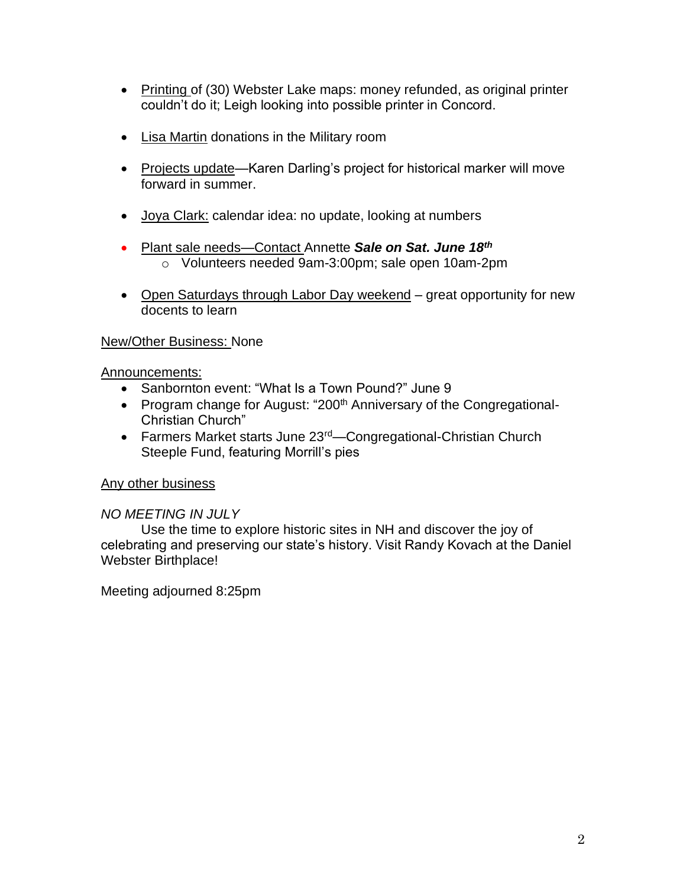- Printing of (30) Webster Lake maps: money refunded, as original printer couldn't do it; Leigh looking into possible printer in Concord.

- Lisa Martin donations in the Military room

- Projects update—Karen Darling's project for historical marker will move forward in summer.

- Joya Clark: calendar idea: no update, looking at numbers

- Plant sale needs—Contact Annette ***Sale on Sat. June 18th***
  - Volunteers needed 9am-3:00pm; sale open 10am-2pm

- Open Saturdays through Labor Day weekend – great opportunity for new docents to learn

New/Other Business: None

Announcements:

- Sanbornton event: "What Is a Town Pound?" June 9
- Program change for August: "200th Anniversary of the Congregational-Christian Church"
- Farmers Market starts June 23rd—Congregational-Christian Church Steeple Fund, featuring Morrill's pies

Any other business

*NO MEETING IN JULY*

Use the time to explore historic sites in NH and discover the joy of celebrating and preserving our state's history. Visit Randy Kovach at the Daniel Webster Birthplace!

Meeting adjourned 8:25pm